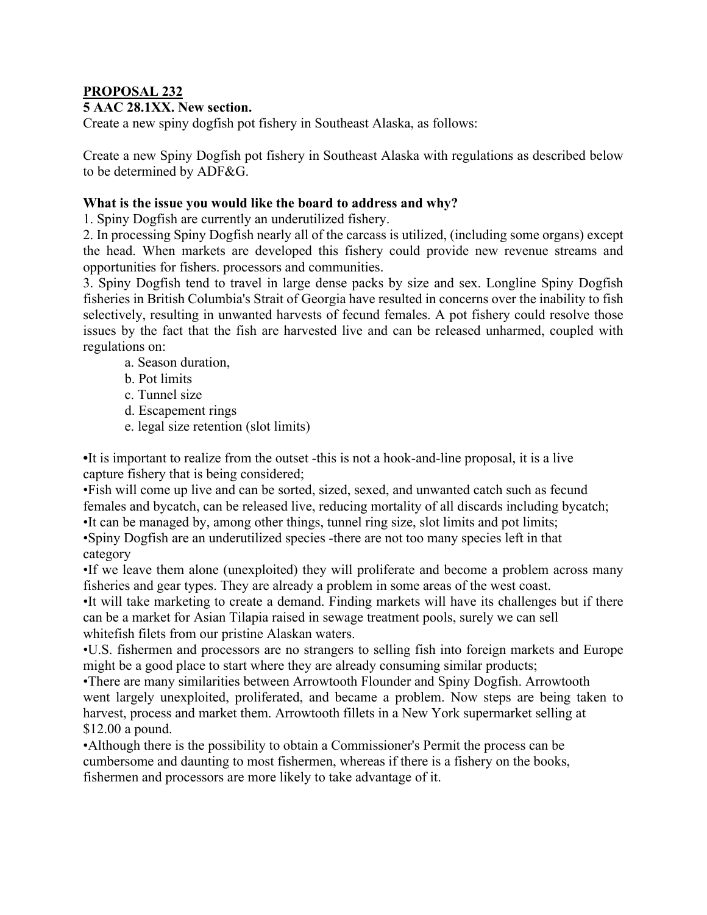**PROPOSAL 232**

**5 AAC 28.1XX. New section.**

Create a new spiny dogfish pot fishery in Southeast Alaska, as follows:

Create a new Spiny Dogfish pot fishery in Southeast Alaska with regulations as described below to be determined by ADF&G.

**What is the issue you would like the board to address and why?**

1. Spiny Dogfish are currently an underutilized fishery.
2. In processing Spiny Dogfish nearly all of the carcass is utilized, (including some organs) except the head. When markets are developed this fishery could provide new revenue streams and opportunities for fishers. processors and communities.
3. Spiny Dogfish tend to travel in large dense packs by size and sex. Longline Spiny Dogfish fisheries in British Columbia's Strait of Georgia have resulted in concerns over the inability to fish selectively, resulting in unwanted harvests of fecund females. A pot fishery could resolve those issues by the fact that the fish are harvested live and can be released unharmed, coupled with regulations on:
    a. Season duration,
    b. Pot limits
    c. Tunnel size
    d. Escapement rings
    e. legal size retention (slot limits)

- It is important to realize from the outset -this is not a hook-and-line proposal, it is a live capture fishery that is being considered;
- Fish will come up live and can be sorted, sized, sexed, and unwanted catch such as fecund females and bycatch, can be released live, reducing mortality of all discards including bycatch;
- It can be managed by, among other things, tunnel ring size, slot limits and pot limits;
- Spiny Dogfish are an underutilized species -there are not too many species left in that category
- If we leave them alone (unexploited) they will proliferate and become a problem across many fisheries and gear types. They are already a problem in some areas of the west coast.
- It will take marketing to create a demand. Finding markets will have its challenges but if there can be a market for Asian Tilapia raised in sewage treatment pools, surely we can sell whitefish filets from our pristine Alaskan waters.
- U.S. fishermen and processors are no strangers to selling fish into foreign markets and Europe might be a good place to start where they are already consuming similar products;
- There are many similarities between Arrowtooth Flounder and Spiny Dogfish. Arrowtooth went largely unexploited, proliferated, and became a problem. Now steps are being taken to harvest, process and market them. Arrowtooth fillets in a New York supermarket selling at $12.00 a pound.
- Although there is the possibility to obtain a Commissioner's Permit the process can be cumbersome and daunting to most fishermen, whereas if there is a fishery on the books, fishermen and processors are more likely to take advantage of it.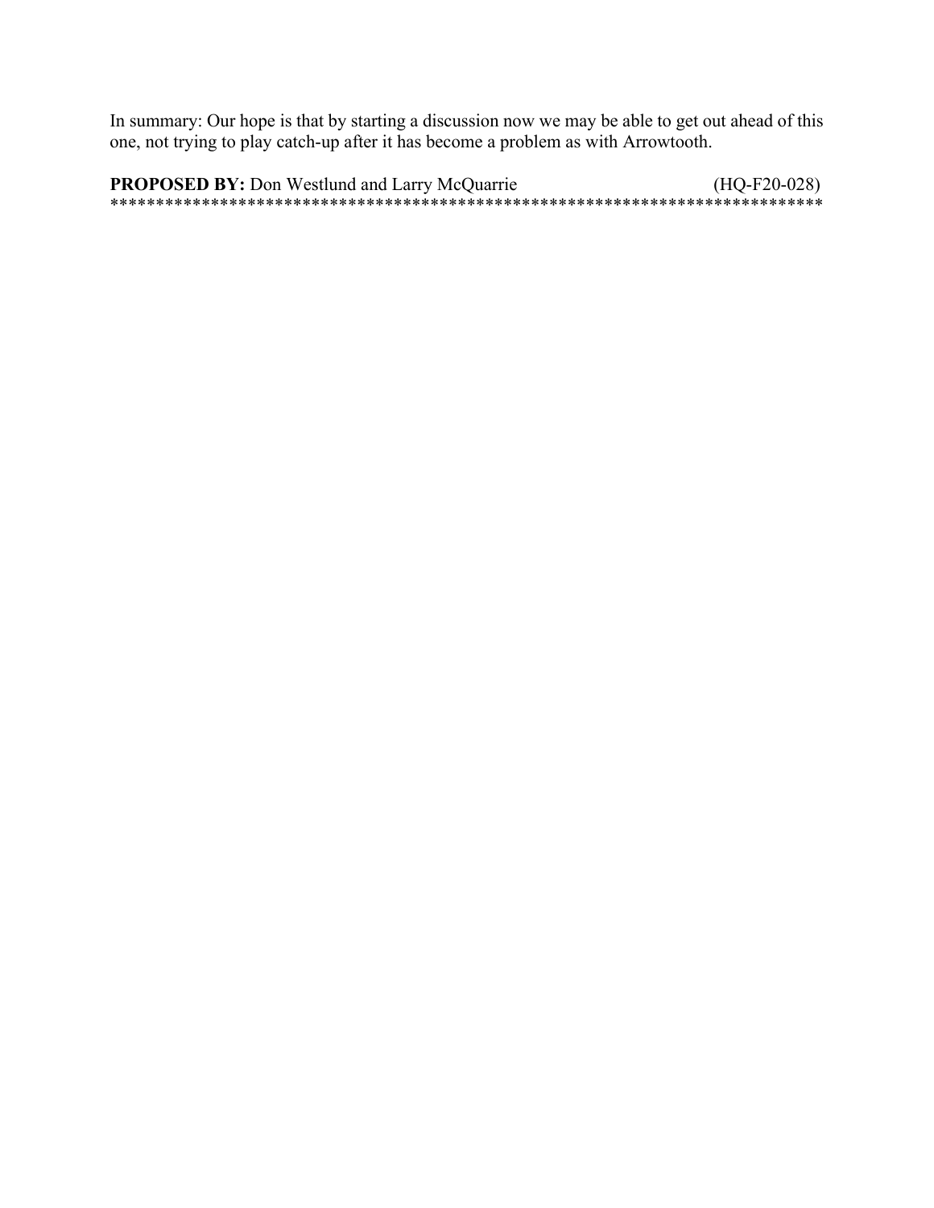In summary: Our hope is that by starting a discussion now we may be able to get out ahead of this one, not trying to play catch-up after it has become a problem as with Arrowtooth.

**PROPOSED BY:** Don Westlund and Larry McQuarrie (HQ-F20-028)

******************************************************************************